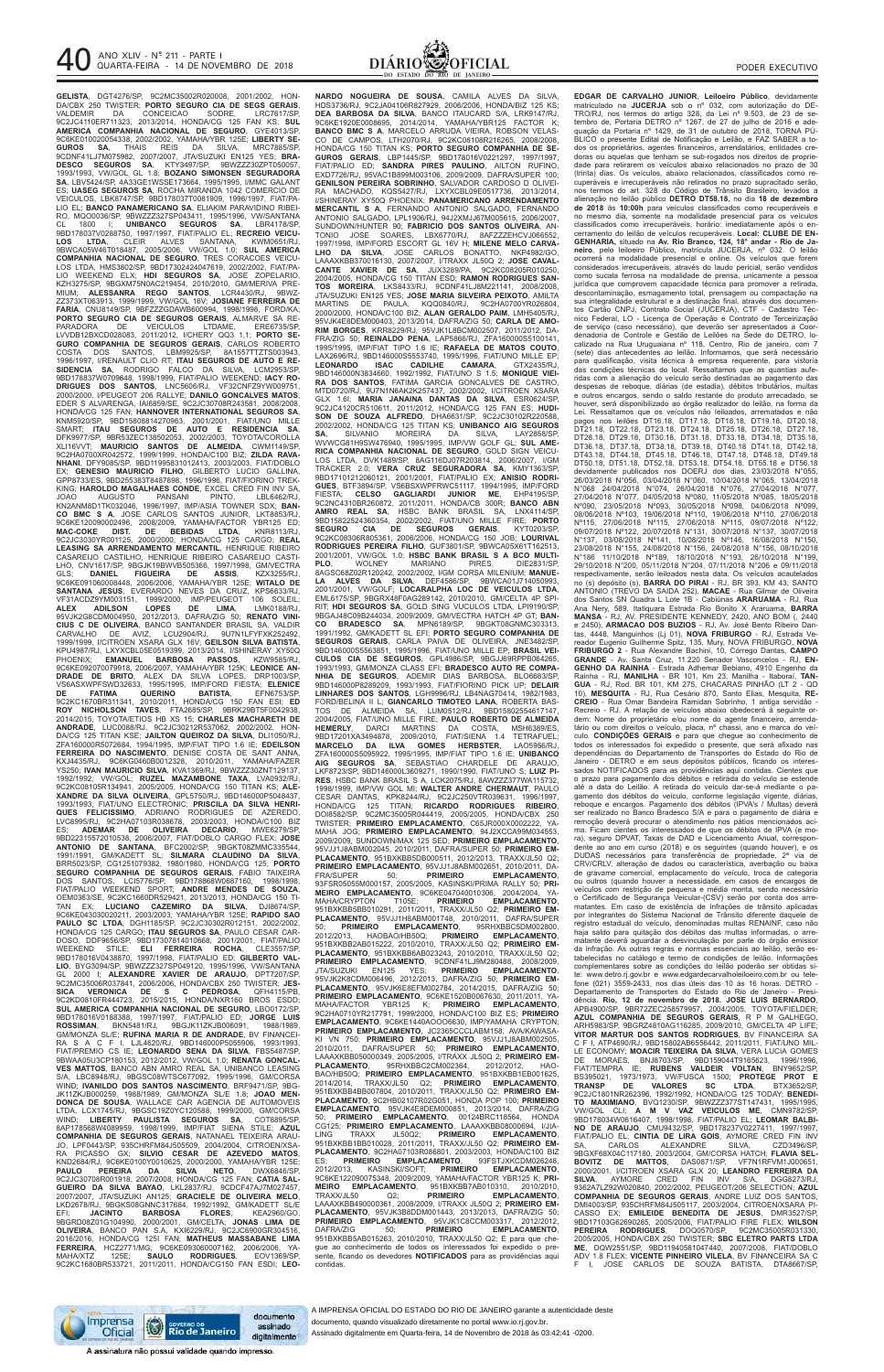**GELISTA**, DGT4276/SP, 9C2MC35002R020008, 2001/2002, HONDA/CBX 250 TWISTER; **PORTO SEGURO CIA DE SEGS GERAIS**, VALDEMIR DA CONCEICAO SODRE, LRC7617/SP, 9C2JC4110ER711323, 2013/2014, HONDA/CG 125 FAN KS; **SUL AMERICA COMPANHIA NACIONAL DE SEGURO**, GYE4013/SP, 9C6KE0100200054338, 2002/2002, YAMAHA/YBR 125E; **LIBERTY SEGUROS SA**, THAIS REIS DA SILVA, MRC7885/SP, 9CDNF41LJ7M075982, 2007/2007, JTA/SUZUKI EN125 YES; **BRADESCO SEGUROS SA**, KTY3497/SP, 9BWZZZ30ZPT000057, 1993/1993, VW/GOL GL 1.8; **BOZANO SIMONSEN SEGURADORA SA**, LBV5424/SP, 4A33GE1WSSE173664, 1995/1995, I/MMC GALANT ES; **UASEG SEGUROS SA**, ROCHA MIRANDA 1042 COMERCIO DE VEICULOS, LBK8747/SP, 9BD178037T0081909, 1996/1997, FIAT/PALIO EL; **BANCO PANAMERICANO SA**, ELIAKIM PARAVIDINO RIBEIRO, MOO0036/SP, 9BWZZZ32ZSP043411, 1995/1996, VW/SANTANA CL 1800 I; **UNIBANCO SEGUROS SA**, LBR4178/SP, 9BD178037V0288750, 1997/1997, FIAT/PALIO EL; **RECREIO VEICULOS LTDA**, CLEIR ALVES SANTANA, KWM0651/RJ, 9BWCA05W46T018487, 2005/2006, VW/GOL 1.0; **SUL AMERICA COMPANHIA NACIONAL DE SEGURO**, TRES CORACOES VEICULOS LTDA, HMS3602/SP, 9BD17302424047619, 2002/2002, FIAT/PALIO WEEKEND ELX; **HDI SEGUROS SA**, JOSE ZOPELARIO, KZH3275/SP, 9BGXM75N0AC219454, 2010/2010, GM/MERIVA PREMIUM; **ALESSANDRA REGO SANTOS**, LCR4430/RJ, 9BWZZZ373XT063913, 1999/1999, VW/GOL 16V; **JOSIANE FERREIRA DE FARIA**, CNU8149/SP, 9BFZZZGDAWB600994, 1998/1998, FORD/KA; **PORTO SEGURO CIA DE SEGUROS GERAIS**, ALMARVE SA REPARADORA DE VEICULOS LTDAME, ERE6735/SP, LVVDB12BXCD028083, 2011/2012, I/CHERY QQ3 1.1; **PORTO SEGURO COMPANHIA DE SEGUROS GERAIS**, CARLOS ROBERTO COSTA DOS SANTOS, LBM9925/SP, 8A1557TTZTS003943, 1996/1997, I/RENAULT CLIO RT; **ITAU SEGUROS DE AUTO E RESIDENCIA SA**, RODRIGO FALCO DA SILVA, LCM2853/SP, 9BD178837W0709648, 1998/1999, FIAT/PALIO WEEKEND; **IACY RODRIGUES DOS SANTOS**, LNC5606/RJ, VF32CNFZ9YW009751, 2000/2000, I/PEUGEOT 206 RALLYE; **DANILO GONCALVES MATOS**, EDER S ALVARENGA, IAI6859/SE, 9C2JC30708R243581, 2008/2008, HONDA/CG 125 FAN; **HANNOVER INTERNATIONAL SEGUROS SA**, KNM5920/SP, 9BD15808814270963, 2001/2001, FIAT/UNO MILLE SMART; **ITAU SEGUROS DE AUTO E RESIDENCIA SA**, DFK9977/SP, 9BR53ZEC138502053, 2002/2003, TOYOTA/COROLLA XLI16VVT; **MAURICIO SANTOS DE ALMEIDA**, CVM1149/SP, 9C2HA0700XR042572, 1999/1999, HONDA/C100 BIZ; **ZILDA RAVANHANI**, DFY9085/SP, 9BD19958310124613, 2003/2003, FIAT/DOBLO EX; **GENESIO MAURICIO FILHO**, GILBERTO LUCIO GALLINA, GPP8733/ES, 9BD255383T8487898, 1996/1996, FIAT/FIORINO TREKKING; **HAROLDO MAGALHAES CONDE**, EXCEL CRED FIN INV SA, JOAO AUGUSTO PANSANI PINTO, LBL6462/RJ, KN2ANM8D1TK032046, 1996/1997, IMP/ASIA TOWNER SDX; **BANCO BMC S A**, JOSE CARLOS SANTOS JUNIOR, LKT8853/RJ, 9C6KE1200900024396, 2008/2009, YAMAHA/FACTOR YBR125 ED; **MAC-COKE DIST. DE BEBIDAS LTDA**, KNR8113/RJ, 9C2JC3030YR001125, 2000/2000, HONDA/CG 125 CARGO; **REAL LEASING SA ARRENDAMENTO MERCANTIL**, HENRIQUE RIBEIRO CASAREIJO CASTILHO, HENRIQUE RIBEIRO CASAREIJO CASTILHO, CNV1617/SP, 9BGJK19BWVB505366, 1997/1998, GM/VECTRA GLS; **DANIEL FIGUEIRA DE ASSIS**, KZX3255/RJ, 9C6KE091060008448, 2006/2006, YAMAHA/YBR 125E; **WITALO DE SANTANA JESUS**, EVERARDO NEVES DA CRUZ, KFS6633/RJ, VF34CDZ9YM003151, 1999/2000, IMP/PEUGEOT 106 SOLEIL; **ALEX ADILSON LOPES DE LIMA**, LMK0188/RJ, 95VJK2G8CDM004950, 2012/2013, DAFRA/ZIG 50; **RENATO VINICUS C DE OLIVEIRA**, BANCO SANTANDER BRASIL SA, VALDIR CARVALHO DE AVIZ, LCU2904/RJ, 9U7N1LFYFXK252492, 1999/1999, I/CITROEN XSARA GLX 16V; **GEILSON SILVA BATISTA**, KPU4987/RJ, LXYXCBL05E0519399, 2013/2014, I/SHINERAY XY50Q PHOENIX; **EMANUEL BARBOSA PASSOS**, KZW9585/RJ, 9C6KE092070079918, 2006/2007, YAMAHA/YBR 125K; **LEONICE ANDRADE DE BRITO**, ALEX DA SILVA LOPES, DRP1003/SP, VS6ASXWPFSWD32633, 1995/1995, IMP/FORD FIESTA; **ELENICE DE FATIMA QUERINO BATISTA**, EFN6753/SP, 9C2KC1670BR311341, 2010/2011, HONDA/CG 150 FAN ESI; **EDROY NICHOLSON TAVES**, FTA2685/SP, 9BRK29BT5F0042938, 2014/2015, TOYOTA/ETIOS HB XS 15; **CHARLES MACHARETH DE ANDRADE**, LUC0088/RJ, 9C2JC30212R537062, 2002/2002, HONDA/CG 125 TITAN KSE; **JAILTON QUEIROZ DA SILVA**, DLI1050/RJ, ZFA160000R5072684, 1994/1995, IMP/FIAT TIPO 1.6 IE; **EDEILSON FERREIRA DO NASCIMENTO**, DENISE COSTA DE SANT ANNA, KXJ4435/RJ, 9C6KG0460B0012328, 2010/2011, YAMAHA/FAZER YS250; **IVAN MAURICIO SILVA**, KVA1369/RJ, 9BWZZZ32ZHT129137, 1992/1992, VW/GOL; **RUZEL MAZAMBONE TAXA**, LVA0932/RJ, 9C2KC08105R134941, 2005/2005, HONDA/CG 150 TITAN KS; **ALEXANDRE DA SILVA OLIVEIRA**, GPL5750/RJ, 9BD146000P5048437, 1993/1993, FIAT/UNO ELECTRONIC; **PRISCILA DA SILVA RITAMQUES FELICISSIMO**, ADRIANO RODRIGUES DE AZEREDO, LVC8995/RJ, 9C2HA0710SR038678, 2003/2003, HONDA/C100 BIZ ES; **ADEMAR DE OLIVEIRA DECARIO**, MWE6279/SP, 9BD22315572010538, 2006/2007, FIAT/DOBLO CARGO FLEX; **JOSE ANTONIO DE SANTANA**, BFC2002/SP, 9BGKT08ZMMC335544, 1991/1991, GM/KADETT SL; **SILMARA CLAUDINO DA SILVA**, BRR5023/SP, CG1251079382, 1980/1980, HONDA/CG 125; **PORTO SEGURO COMPANHIA DE SEGUROS GERAIS**, FABIO TAIXEIRA DOS SANTOS, LCI5776/SP, 9BD178868W0687160, 1998/1998, FIAT/PALIO WEEKEND SPORT; **ANDRE MENDES DE SOUZA**, OEM0834/SE, 9C2KC1660DR529421, 2012/2013, HONDA/CG 150 TITAN EX; **LUCIANO CAZEMIRO DA SILVA**, DJR6743/SP, 9C6KE043030020211, 2003/2003, YAMAHA/YBR 125E; **RAPIDO SAO PAULO SC LTDA**, DGH1185/SP, 9C2JC30302R012151, 2002/2002, HONDA/CG 125 CARGO; **ITAU SEGUROS SA**, PAULO CESAR CARDOSO, DDF9656/SP, 9BD17307814010668, 2001/2001, FIAT/PALIO WEEKEND STILE; **ELI FERREIRA ROCHA**, CLE3557/SP, 9BD178016V0438870, 1997/1998, FIAT/PALIO ED; **GILBERTO VIALIO**, BYG3094/SP, 9BWZZZ32ZSP049120, 1995/1996, VW/SANTANA GL 2000 I; **ALEXANDRE XAVIER DE ARAUJO**, DPT7207/SP, 9C2MC35006R037841, 2006/2006, HONDA/CBX 250 TWISTER; **JESSICA VERONICA DE S C PEDROSA**, QFH4115/PB, 9C2KD0810FR444723, 2015/2015, HONDA/NXR160 BROS ESDD; **SUL AMERICA COMPANHIA NACIONAL DE SEGURO**, LBO0172/SP, 9BD178016V0188388, 1997/1997, FIAT/PALIO ED; **JORGE LUIS ROSSINAN**, BKN5481/RJ, 9BGJK11ZKJB006091, 1988/1989, GM/MONZA SL/E; **RUFINA MARIA R DE ANDRADE**, BV FINANCEIRA S A C F I, LJL4620/RJ, 9BD146000P5055906, 1993/1993, FIAT/PREMIO CS IE; **LEONARDO SENA DA SILVA**, FES5487/SP, 9BWAA05U3CP180153, 2012/2012, VW/GOL 1.0; **RENATA GONCALVES MATTOS**, BANCO ABN AMRO REAL SA, UNIBANCO LEASING S/A, LBC8948/RJ, 9BGSC08WTSC677092, 1995/1996, GM/CORSA WIND; **VANILDO DOS SANTOS NASCIMENTO**, BRF9471/SP, 9BGJK11ZKJB000259, 1988/1989, GM/MONZA SL/E 1.8; **JOAO MENDONCA DE SOUSA**, WALLACE CAR AGENCIA DE AUTOMOVEIS LTDA, LCX1745/RJ, 9BGSC19Z0YC120588, 1999/2000, GM/CORSA WIND; **LIBERTY PAULISTA SEGUROS SA**, COT8895/SP, 8AP178568W4089959, 1998/1999, IMP/FIAT SIENA STILE; **AZUL COMPANHIA DE SEGUROS GERAIS**, NATANAEL TEIXEIRA ARAUJO, LPF0443/SP, 935CHRFM84J505509, 2004/2004, CITROEN/XSARA PICASSO GX; **SILVIO CESAR DE AZEVEDO MATOS**, KND2684/RJ, 9C6KE0100Y0010625, 2000/2000, YAMAHA/YBR 125E; **PAULO PEREIRA DA SILVA NETO**, DWX6846/SP, 9C2JC30708R001918, 2007/2008, HONDA/CG 125 FAN; **CATIA SALGUEIRO DA SILVA**, BAYAO, LKL2837/RJ, 9CDCF47AJ7M027457, 2007/2007, JTA/SUZUKI AN125; **GRACIELE DE OLIVEIRA MELO**, LKD2678/RJ, 9BGKS08GNNC317684, 1992/1992, GM/KADETT SL/E EFI; **JACINTO BARBOSA FLORES**, KEA2960/GO, 9BGRD08Z01G104990, 2000/2001, GM/CELTA; **JONAS LIMA DE OLIVEIRA**, BANCO PAN S.A, KXI6229/RJ, 9C2JC6900GR304518, 2016/2016, HONDA/CG 125I FAN; **MATHEUS MASSABANE LIMA FERREIRA**, HCZ2771/MG, 9C6KE093060007162, 2006/2006, YAMAHA/XTZ 125E; **SAULO RODRIGUES**, EOV1369/SP, 9C2KC1680BR533721, 2011/2011, HONDA/CG150 FAN ESDI; **LEONARDO NOGUEIRA DE SOUSA**, CAMILA ALVES DA SILVA, HDS3736/RJ, 9C2JA04106R827929, 2006/2006, HONDA/BIZ 125 KS; **DEA BARBOSA DA SILVA**, BANCO ITAUCARD S/A, LRK9147/RJ, 9C6KE1920E0008695, 2014/2014, YAMAHA/YBR125 FACTOR K; **BANCO BMC S A**, MARCELO ARRUDA VIEIRA, ROBSON VELASCO DE CAMPOS, LTH2070/RJ, 9C2KC08108R216265, 2008/2008, HONDA/CG 150 TITAN KS; **PORTO SEGURO COMPANHIA DE SEGUROS GERAIS**, LBP1445/SP, 9BD178016V0221297, 1997/1997, FIAT/PALIO ED; **SANDRA PIRES PAULINO**, AILTON RUFINO, EXD7726/RJ, 95VAC1B899M003106, 2009/2009, DAFRA/SUPER 100; **GERSON PEREIRA SOBRINHO**, SALVADOR CARDOSO D OLIVEIRA MACHADO, KQS5427/RJ, LXYXCBL09E0517736, 2013/2014, I/SHINERAY XY50Q PHOENIX; **PANAMERICANO ARRENDAMENTO MERCANTIL S A**, FERNANDO ANTONIO SALGADO, FERNANDO ANTONIO SALGADO, LPL1906/RJ, 9U2XMJ67M005615, 2006/2007, SUNDOWN/HUNTER 90; **FABRICIO DOS SANTOS OLIVEIRA**, ANTONIO JOSE SOARES, LBX6770/RJ, 8AFZZZEHCVJ066552, 1997/1998, IMP/FORD ESCORT GL 16V H; **MILENE MELO CARVALHO DA SILVA**, JOSE CARLOS BONATTO, NKP4982/GO, 9C2JC30101R042645, 2001/2001, HONDA/CG 125 TITAN ES; **AIRTON BORGES**, KRR8229/RJ, 95VJK1L8BCM002507, 2011/2012, DAFRA/ZIG 50; **REINALDO PENA**, LAP5866/RJ, ZFA160000S5100141, 1995/1995, IMP/FIAT TIPO 1.6 IE; **RAFAELA DE MATOS COUTO**, LAX2696/RJ, 9BD146000S5553740, 1995/1996, FIAT/UNO MILLE EP; **LEONARDO ISAC CADILHE CAMARA**, GTX2435/RJ, 9BD146000N3634660, 1992/1992, FIAT/UNO S 1.5; **MONIQUE VIEIRA DOS SANTOS**, FATIMA GARCIA GONCALVES DE CASTRO, MTD0720/RJ, 9U7N1N6AK2K537437, 2002/2002, I/CITROEN XSARA GLX 1.6I; **MARIA JANAINA DANTAS DA SILVA**, ESR0624/SP, 9C2JC4120CR510611, 2011/2012, HONDA/CG 125 FAN ES; **HUDSON DE SOUZA ALFREDO**, DHA6631/SP, 9C2JC30102R220588, 2002/2002, HONDA/CG 125 TITAN KS; **UNIBANCO AIG SEGUROS SA**, SILVANIO MOREIRA DA SILVA, LAY2858/SP, WVWCG81H9SW476940, 1995/1995, IMP/VW GOLF GL; **SUL AMERICA COMPANHIA NACIONAL DE SEGURO**, GOLD SIGN VEICULOS LTDA, DVK1489/SP, 8AD116DJ07R203814, 2006/2007, I/GM TRACKER 2.0; **VERA CRUZ SEGURADORA SA**, KMY1363/SP, 9BD17101212060121, 2001/2001, FIAT/PALIO EX; **ANISIO RODRIGUES**, BTF3894/SP, VS6BSXWPFRWC51117, 1994/1995, IMP/FORD FIESTA; **CELSO GAGLIARDI JUNIOR ME**, EHP4195/SP, 9C2NC4310BR260872, 2011/2011, HONDA/CB 300R; **BANCO ABN AMRO REAL SA**, HSBC BANK BRASIL SA, LNX4114/SP, 9BD15822524360354, 2002/2002, FIAT/UNO MILLE FIRE; **PORTO SEGURO CIA DE SEGUROS GERAIS**, KYT0203/SP, 9C2JC3030GR305361, 2006/2006, HONDA/CG 150 JOB; **LOURIVAL RODRIGUES PEREIRA FILHO**, GUF3801/SP, 9BWCA05X61T162513, 2001/2001, VW/GOL 1.0; **HSBC BANK BRASIL S A BCO MULTIPLO**, WOLNEY MARIANO PIRES, DIE2831/SP, 8AGSC68Z0R120242, 2002/2002, I/GM CORSA MILENIUM; **MANUELA ALVES DA SILVA**, DEF4586/SP, 9BWCA01J714050993, 2001/2001, VW/GOLF; **LOCARALPHA LOC DE VEICULOS LTDA**, EHL6175/SP, 9BGRX48F0AG289142, 2010/2010, GM/CELTA 4P SPIRIT; **HDI SEGUROS SA**, GOLD SING VUCULOS LTDA, LPI9190/SP, 9BGJA48C09E244034, 2009/2009, GM/VECTRA HATCH 4P GT; **BANCO BRADESCO SA**, MPN6189/SP, 9BGKT08GNMC303313, 1991/1992, GM/KADETT SL EFI; **PORTO SEGURO COMPANHIA DE SEGUROS GERAIS**, CARLA PAIVA DE OLIVEIRA, JNE3482/SP, 9BD146000S5553651, 1995/1996, FIAT/UNO MILLE EP; **BRASIL VEICULOS CIA DE SEGUROS**, GPL4986/SP, 9BGJ69RPPB064265, 1993/1993, GM/MONZA CLASS EFI; **BRADESCO AUTO RE COMPANHIA DE SEGUROS**, ADEMIR DIAS BARBOSA, BLO6683/SP, 9BD146000P8289209, 1993/1993, FIAT/FIORINO PICK UP; **DELAIR LINHARES DOS SANTOS**, LGH9996/RJ, LB4NA370414, 1982/1983, FORD/BELINA II L; **GIANCARLO TIMOTEO LANA**, ROBERTA BASTOS DE ALMEIDA SA, LUM0512/RJ, 9BD15802554617147, 2004/2005, FIAT/UNO MILLE FIRE; **PAULO ROBERTO DE ALMEIDA HEMERLY**, DARCI MARTINS DA COSTA, MSN6389/ES, 9BD17201XA3494878, 2009/2010, FIAT/SIENA 1.4 TETRAFUEL; **MARCELO DA LUA GOMES HERBSTER**, LAO5956/RJ, ZFA160000S5095922, 1995/1995, IMP/FIAT TIPO 1.6 IE; **UNIBANCO AIG SEGUROS SA**, SEBASTIAO CHARDELE DE ARAUJO, LKF8723/SP, 9BD146000L3603771, 1990/1990, FIAT/UNO S; **LUIZ PIRES**, HSBC BANK BRASIL S A, LCK2075/RJ, 8AWZZZ377WA115732, 1998/1999, IMP/VW GOL MI; **WALTER ANDRE CHERMAUT**, PAULO CESAR DANTAS, KPK8244/RJ, 9C2JC250VTR039631, 1996/1997, HONDA/CG 125 TITAN; **RICARDO RODRIGUES RIBEIRO**, DOI8582/SP, 9C2MC35005R044419, 2005/2005, HONDA/CBX 250 TWISTER; **PRIMEIRO EMPLACAMENTO**, C85JR000X002222, YAMAHA JOG; **PRIMEIRO EMPLACAMENTO**, 9U2XC0A99M034553, 2009/2009, SUNDOWN/MAX 125 SED; **PRIMEIRO EMPLACAMENTO**, 95VJJ1J8ABM002045, 2010/2011, DAFRA/SUPER 50; **PRIMEIRO EMPLACAMENTO**, 951BXKBB5DB000511, 2012/2013, TRAXX/JL50 Q2; **PRIMEIRO EMPLACAMENTO**, 95VJJ1J8ABM002851, 2010/2011, DAFRA/SUPER 50; **PRIMEIRO EMPLACAMENTO**, 93FSR05055M000157, 2005/2005, KASINSKI/PRIMA RALLY 50; **PRIMEIRO EMPLACAMENTO**, 9C6KE04700010306, 2004/2004, YAMAHA/CRYPTON T105E; **PRIMEIRO EMPLACAMENTO**, 951BXKBB5BB010291, 2011/2011, TRAXX/JL50 Q2; **PRIMEIRO EMPLACAMENTO**, 95VJJ1H6ABM001748, 2010/2011, DAFRA/SUPER 50; **PRIMEIRO EMPLACAMENTO**, 95RHXBBC5DM002800, 2012/2013, HAOBAO/HB50Q; **PRIMEIRO EMPLACAMENTO**, 951BXKBB2AB015222, 2010/2010, TRAXX/JL50 Q2; **PRIMEIRO EMPLACAMENTO**, 951BXKBB6AB023243, 2010/2010, TRAXX/JL50 Q2; **PRIMEIRO EMPLACAMENTO**, 9CDNF41LJ8M280488, 2008/2009, JTA/SUZUKI EN125 YES; **PRIMEIRO EMPLACAMENTO**, 95VJK2K8CDM006496, 2012/2013, DAFRA/ZIG 50; **PRIMEIRO EMPLACAMENTO**, 95VJK6E8EFM002784, 2014/2015, DAFRA/ZIG 50; **PRIMEIRO EMPLACAMENTO**, 9C6KE1520B0087630, 2011/2011, YAMAHA/FACTOR YBR125 K; **PRIMEIRO EMPLACAMENTO**, 9C2HA0710YR217791, 1999/2000, HONDA/C100 BIZ ES; **PRIMEIRO EMPLACAMENTO**, 9C6KE1440AO006830, YAMAHA CRYPTON; **PRIMEIRO EMPLACAMENTO**, JC2365CCCLABM158, AVA/KAWASAKI VN 750; **PRIMEIRO EMPLACAMENTO**, 95VJJ1J8ABM002505, 2010/2011, DAFRA/SUPER 50; **PRIMEIRO EMPLACAMENTO**, LAAAXKBB050000349, 2005/2005, I/TRAXX JL50Q 2; **PRIMEIRO EMPLACAMENTO**, 95RHXBBC2CM002364, 2012/2012, HAOBAO/HB50Q; **PRIMEIRO EMPLACAMENTO**, 951BXKBB1EB001625, 2014/2014, TRAXX/JL50 Q2; **PRIMEIRO EMPLACAMENTO**, 951BXKBB4BB00784, 2010/2011, TRAXX/JL50 Q2; **PRIMEIRO EMPLACAMENTO**, 9C2HB02107R020051, HONDA POP 100; **PRIMEIRO EMPLACAMENTO**, 95VJK4E8DEM000851, 2013/2014, DAFRA/ZIG 50; **PRIMEIRO EMPLACAMENTO**, 00124BRC118564, HONDA CG125; **PRIMEIRO EMPLACAMENTO**, LAAAXKB0800064, I/JIALING TRAXX JL50Q2; **PRIMEIRO EMPLACAMENTO**, 951BXKBB1BB010028, 2011/2011, TRAXX/JL50 Q2; **PRIMEIRO EMPLACAMENTO**, 9C2HA07103R068801, 2003/2003, HONDA/C100 BIZ ES; **PRIMEIRO EMPLACAMENTO**, 93FSTJXKCDM026248, 2012/2013, KASINSKI/SOFT; **PRIMEIRO EMPLACAMENTO**, 9C6KE122090075348, 2009/2009, YAMAHA/FACTOR YBR125 K; **PRIMEIRO EMPLACAMENTO**, 951BXKBB7AB010310, 2010/2010, TRAXX/JL50 Q2; **PRIMEIRO EMPLACAMENTO**, LAAAXKBB490000361, 2008/2009, I/TRAXX JL50Q 2; **PRIMEIRO EMPLACAMENTO**, 95VJK3B8DDM001443, 2013/2013, DAFRA/ZIG 50; **PRIMEIRO EMPLACAMENTO**, 95VJK1C8CCM003317, 2012/2012, DAFRA/ZIG 50; **PRIMEIRO EMPLACAMENTO**, 951BXKBB5AB015263, 2010/2010, TRAXX/JL50 Q2; E para que chegue ao conhecimento de todos os interessados foi expedido o presente, ficando os devedores **NOTIFICADOS** para as providências aqui contidas.

**EDGAR DE CARVALHO JUNIOR**, **Leiloeiro Público**, devidamente matriculado na **JUCERJA** sob o nº 032, com autorização do DETRO/RJ, nos termos do artigo 328, da Lei nº 9.503, de 23 de setembro de, Portaria DETRO nº 1267, de 27 de julho de 2016 e adequação da Portaria nº 1429, de 31 de outubro de 2018, TORNA PÚBLICO o presente Edital de Notificação e Leilão, e FAZ SABER a todos os proprietários, agentes financeiros, arrendatários, entidades credoras ou aquelas que tenham se sub-rogados nos direitos de proprietários para retirarem os veículos abaixo relacionados no prazo de 30 (trinta) dias. Os veículos, abaixo relacionados, classificados como recuperáveis e irrecuperáveis não retirados no prazo supracitado serão, nos termos do art. 328 do Código de Trânsito Brasileiro, levados a alienação no leilão público **DETRO DT58.18**, no dia **18 de dezembro de 2018** às **10:00h** para veículos classificados como recuperáveis e no mesmo dia, somente na modalidade presencial para os veículos classificados como irrecuperáveis, horário: imediatamente após o encerramento do leilão de veículos recuperáveis. **Local: CLUBE DE ENGENHARIA**, situado na **Av. Rio Branco, 124, 18º andar - Rio de Janeiro**, pelo leiloeiro Público, matrícula JUCERJA, nº 032. O leilão ocorrerá na modalidade presencial e online. Os veículos que forem considerados irrecuperáveis, através do laudo pericial, serão vendidos como sucata ferrosa na modalidade de prensa, unicamente a pessoa jurídica que comprovem capacidade técnica para promover a retirada, descontaminação, esmagamento total, prensagem ou compactação na sua integralidade estrutural e a destinação final, através dos documentos Cartão CNPJ, Contrato Social (JUCERJA), CTF - Cadastro Técnico Federal, LO - Licença de Operação e Contrato de Terceirização de serviço (caso necessário), que deverão ser apresentados a Coordenadoria de Controle e Gestão de Leilões na Sede do DETRO, localizado na Rua Uruguaiana nº 118, Centro, Rio de Janeiro, com 7 (sete) dias antecedentes ao leilão. Informamos, que será necessário para regularização, visita técnica à empresa requerente, para vistoria das condições técnicas do local. Ressaltamos que as quantias auferidas com a alienação do veículo serão destinadas ao pagamento das despesas de reboque, diárias (de estadia), débitos tributários, multas e outros encargos, sendo o saldo restante do produto arrecadado, se houver, será disponibilizado ao órgão realizador do leilão, na forma da Lei. Ressaltamos que os veículos não leiloados, arrematados e não pagos nos leilões DT16.18, DT17.18, DT18.18, DT19.18, DT20.18, DT21.18, DT22.18, DT23.18, DT24.18, DT25.18, DT26.18, DT27.18, DT28.18, DT29.18, DT30.18, DT31.18, DT33.18, DT34.18, DT35.18, DT36.18, DT37.18, DT38.18, DT39.18, DT40.18, DT41.18, DT42.18, DT43.18, DT44.18, DT45.18, DT46.18, DT47.18, DT48.18, DT49.18 DT50.18, DT51.18, DT52.18, DT53.18, DT54.18, DT55.18 e DT56.18 devidamente publicados nos DOERJ dos dias, 23/03/2018 Nº055, 26/03/2018 Nº056, 03/04/2018 Nº060, 10/04/2018 Nº065, 13/04/2018 Nº068 24/04/2018 Nº074, 26/04/2018 Nº076, 27/04/2018 Nº077, 27/04/2018 Nº077, 04/05/2018 Nº080, 11/05/2018 Nº085, 18/05/2018 Nº090, 23/05/2018 Nº093, 30/05/2018 Nº098, 04/06/2018 Nº099, 08/06/2018 Nº103, 19/06/2018 Nº110, 19/06/2018 Nº110, 27/06/2018 Nº115, 27/06/2018 Nº115, 09/07/2018 Nº122, 09/07/2018 Nº122, 20/07/2018 Nº131, 30/07/2018 Nº137, 30/07/2018 Nº137, 03/08/2018 Nº141, 10/08/2018 Nº146, 16/08/2018 Nº150, 23/08/2018 Nº155, 24/08/2018 Nº156, 24/08/2018 Nº156, 08/10/2018 Nº186 11/10/2018 Nº189, 18/10/2018 Nº193, 26/10/2018 Nº199, 29/10/2018 Nº200, 05/11/2018 Nº204, 07/11/2018 Nº206 e 09/11/2018 respectivamente, serão leiloados nesta data. Os veículos acautelados no (s) depósito (s), **BARRA DO PIRAI** - RJ, BR 393, KM 43, SANTO ANTONIO (TREVO DA SAIDA 252), **MACAÉ** - Rua Gilmar de Oliveira dos Santos SN Quadra L Lote 18 - Cabiúnas **ARARUAMA** - RJ, Rua Ana Nery, 589, Itatiquara Estrada Rio Bonito X Araruama, **BARRA MANSA** - RJ, AV. PRESIDENTE KENNEDY, 2420, ANO BOM ( 2440 e 2450), **ARMACAO DOS BUZIOS** - RJ, Av. José Bento Ribeiro Dantas, 4448, Manguinhos (Lj 01), **NOVA FRIBURGO** - RJ, Estrada Vereador Eugenio Guilherme Spitz, 135, Mury, NOVA FRIBURGO, **NOVA FRIBURGO 2** - Rua Alexandre Bachini, 10, Córrego Dantas, **CAMPO GRANDE** - Av. Santa Cruz, 11.220 Senador Vasconcelos - RJ, **ENGENHO DA RAINHA** - Estrada Adhemar Bebiano, 4910 Engenho da Rainha - RJ, **MANILHA** - BR 101, Km 23, Manilha - Itaboraí, **TANGUA** - RJ, Rod. BR 101, KM 275, CHACARAS PINHÃO (LT 2 - QD 10), **MESQUITA** - RJ, Rua Cesário 870, Santo Elias, Mesquita, **RECREIO** - Rua Omar Bandeira Ramidan Sobrinho, 1 antiga servidão - Recreio - RJ. A relação de veículos abaixo obedecerá à seguinte ordem: Nome do proprietário e/ou nome do agente financeiro, arrendatário ou com direitos o veículo, placa, nº chassi, ano e marca do veículo. **CONDIÇÕES GERAIS** e para que chegue ao conhecimento de todos os interessados foi expedido o presente, que será afixado nas dependências do Departamento de Transportes do Estado do Rio de Janeiro - DETRO e em seus depósitos públicos, ficando os interessados NOTIFICADOS para as providências aqui contidas. Cientes que o prazo para pagamento dos débitos e retirada do veículo se estende até a data do Leilão. A retirada do veículo dar-se-á mediante o pagamento dos débitos do veículo, conforme legislação vigente, diárias, reboque e encargos. Pagamento dos débitos (IPVA's / Multas) deverá ser realizado no Banco Bradesco S/A e para o pagamento de diária e remoção deverá procurar o atendimento nos pátios mencionados acima. Ficam cientes os interessados de que os débitos de IPVA (e mora), seguro DPVAT, Taxas de DAD e Licenciamento Anual, correspondente ao ano em curso (2018) e os seguintes (quando houver), e os DUDAS necessários para transferência de propriedade, 2ª via de CRV/CRLV, alteração de dados ou característica, averbação ou baixa de gravame comercial, emplacamento do veículo, troca de categoria ou outros (quando houver a necessidade, em casos de encargos de veículos com restrição de pequena e média monta, sendo necessário o Certificado de Segurança Veicular-(CSV) serão por conta dos arrematantes. Em caso de existência de infrações de trânsito aplicadas por integrantes do Sistema Nacional de Trânsito diferente daquele de registro estadual do veículo, denominadas multas RENAINF, caso não haja saldo para quitação dos débitos das multas informadas, o arrematante deverá aguardar a desvinculação por parte do órgão emissor da infração. As outras regras e normas essenciais ao leilão, serão estabelecidas no catálogo e termo de condições de leilão. Informações complementares sobre as condições do leilão poderão ser obtidas site: www.detro.rj.gov.br e www.edgardecarvalholeiloeiro.com.br ou telefone (021) 3559-2433, nos dias úteis das 10 às 16 horas. DETRO - Departamento de Transportes do Estado do Rio de Janeiro - Presidência. **Rio, 12 de novembro de 2018. JOSE LUIS BERNARDO**, APB4900/SP, 9BR72ZEC258573957, 2004/2005, TOYOTA/FIELDER; **AZUL COMPANHIA DE SEGUROS GERAIS**, R P M GALHEGO, ARH5983/SP, 9BGRZ4810AG116285, 2009/2010, GM/CELTA 4P LIFE; **VITOR MARTUR DOS SANTOS RODRIGUES**, BV FINANCEIRA SA C F I, ATP4690/RJ, 9BD15802AB6556442, 2011/2011, FIAT/UNO MILLE ECONOMY; **MOACIR TEIXEIRA DA SILVA**, VERA LUCIA GOMES DE MORAES, BNJ8703/SP, 9BD159044T9165623, 1996/1996, FIAT/TEMPRA IE; **RUBENS VALDEIR VOLTAN**, BNY9652/SP, BS395021, 1973/1973, VW/FUSCA 1500; **PROTEGE PROT E TRANSP DE VALORES SC LTDA**, BTX3652/SP, 9C2JC1801NR262396, 1992/1992, HONDA/CG 125 TODAY; **BENEDITO MAXIMIANO**, BVQ1230/SP, 9BWZZZ377ST147431, 1995/1995, VW/GOL CLI; **A M V VAZ VEICULOS ME**, CMN9782/SP, 9BD178034W0616407, 1998/1998, FIAT/PALIO EL; **LEOMAR BALBINO DE ARAUJO**, CMU9432/SP, 9BD178237V0227411, 1997/1997, FIAT/PALIO EL; **CINTIA DE LIRA GOIS**, AYMORE CRED FIN INV SA, CARLOS ALEXANDRE SILVA, CZD3496/SP, 9BGXF68X04C117180, 2003/2004, GM/CORSA HATCH; **FLAVIA SELBOVITZ DE MATTOS**, DAS0871/SP, VF7N1RFVM1J000651, 2000/2001, I/CITROEN XSARA GLX 20; **LEANDRO FERREIRA DA SILVA**, AYMORE CRED FIN INV S/A, DGG8273/RJ, 936ZA7LZ92W020840, 2002/2002, PEUGEOT/206 SELECTION; **AZUL COMPANHIA DE SEGUROS GERAIS**, ANDRE LUIZ DOS SANTOS, DMI4003/SP, 935CHRFM84J505117, 2003/2004, CITROEN/XSARA PICASSO EX; **EMILEIDE BENEDITA DE JESUS**, DMR3527/SP, 9BD17103G62690285, 2005/2006, FIAT/PALIO FIRE FLEX; **WILSON PEREIRA RODRIGUES**, DOQ5570/SP, 9C2MC35005R013330, 2005/2005, HONDA/CBX 250 TWISTER; **SBC ELETRO PARTS LTDA ME**, DQW2551/SP, 9BD119405B1047440, 2007/2008, FIAT/DOBLO ADV 1.8 FLEX; **VICENTE PINHEIRO VILELA**, BV FINANCEIRA SA C F I, JOSE CARLOS DE SOUZA BATISTA, DTA8667/SP,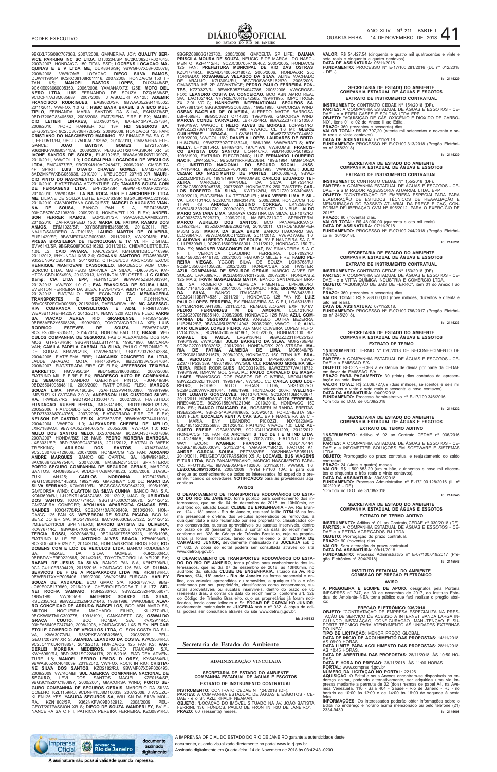9BGXL75G08C707368, 2007/2008, GM/MERIVA JOY; **QUALITY SERVICE PARKING INC SC LTDA**, DTJ0204/SP, 9C2KC08207R027643, 2007/2007, HONDA/CG 150 TITAN ESD; **LOCBENS LOCACAO MAQUINAS E E V LTDA ME**, DUK8646/SP, 9BWGF07X58P025078, 2008/2008, VW/KOMBI LOTACAO; **DIEGO SILVA RAMOS**, DUW4198/SP, 9C2KC08108R011116, 2007/2008, HONDA/CG 150 TITAN KS; **MANOEL BASTOS LOPES**, DUX3448/SP, 9C6KE093060005350, 2006/2006, YAMAHA/XTZ 125E; **MOTO DEL NERO LTDA**, LUIS FERNANDO DE SOUZA, DZO4658/SP, 9CDCF47AJ8M035687, 2007/2008, JTA/SUZUKI AN125; **ADEMIR FRANCISCO RODRIGUES**, EAB9620/SP, 9BWAA05Z8B4145502, 2010/2011, VW/FOX 1.0 GII; **HSBC BANK BRASIL S A BCO MULTIPLO**, FERNANDA MARIA SANTOS DA SILVA, EAH3878/SP, 9BD17206G84005583, 2008/2008, FIAT/SIENA FIRE FLEX; **MAURICIO LETIERI LINARES**, EDX9601/SP, 8AFER13P7AJ257364, 2009/2010, I/FORD RANGER XLT 13P; **HDI SEGUROS SA**, EFG0513/SP, 9C2JC30708R726542, 2008/2008, HONDA/CG 125 FAN; **CRISTIANO DO NASCIMENTO MARINHO**, BV FINANCEIRA SA C F I, EFU0511/RJ, 9BGTU75D0AC193952, 2010/2010, GM/ZAFIRA ELEGANCE; **JOAO BATISTA GOMES**, EIY2157/SP, 9362NKFW09B034159, 2008/2009, PEUGEOT/207PASSION XR S; **IVONE SANTOS DE SOUZA**, ELJ9192/SP, 9BWAA05UXBT139976, 2010/2011, VW/GOL 1.0; **LOCARALPHA LOCADORA DE VEICULOS LTDA**, EMG4677/SP, 9BGRX4810AG248427, 2009/2010, GM/CELTA 4P SPIRIT; **LUIS OTAVIO CHAVES GOMES**, EMM2761/SP, 8AD2MKFWXBG053638, 2010/2011, I/PEUGEOT 207HB XR; **MAURICIO PINTO DO NASCIMENTO**, ENM6735/SP, 9BD27844DA7272450, 2010/2010, FIAT/STRADA ADVENTURE CD; **TAVARES SOUZA COM DE FERRAGENS LTDA**, EPF7324/SP, 9BWMF07X0AP029343, 2010/2010, VW/KOMBI; **LA NA ROCA BAR E LANCHONETE LTDA ME**, LILIANE DE SOUZA LEITE, EPQ0763/SP, 9BGXL80P0AC221958, 2010/2010, GM/MONTANA CONQUEST; **MARCELO AUGUSTO VIANA DE SOUSA**, BANCO PAN S A, EPZ4265/SP, 93HGE6750AZ108390, 2009/2010, HONDA/FIT LXL FLEX; **ADERSON FERRER RAMOS**, EQP3581/SP, 95VCA4C5AAM002311, 2010/2010, DAFRA/SPEED 150; **MARIA DE FATIMA RAMOS DOS ANJOS**, ERM1023/SP, 93YBSR6RHBJ568695, 2010/2011, RENAULT/SANDERO AUT1016V; **LAURO MARTIN DE OLIVEIRA**, EUP1429/SP, 9BWMF07X8CP005063, 2011/2012, VW/KOMBI; **EMPRESA BRASILEIRA DE TECNOLOGIA E TV VI**, RF DIGITAL, EVV6143/SP, 9BGRG08F0CG316282, 2011/2012, CHEVROLET/CELTA 1.0L LS; **CAIO PATARA**, FAK7625/SP, KMHJU81DBCU416399, 2011/2012, I/HYUNDAI IX35 2.0; **GIOVANNI SANTORO**, FDA5590/SP, 935SUN6AYCB548331, 2011/2012, CITROEN/C3 AIRCROSS EXCM; **HENRIQUE MANTOVANI CASORIELLO**, BRADESCO ADM CONSORCIO LTDA, MATHEUS MARVILA DA SILVA, FDI6573/SP, KMHTC61CBDU054998, 2012/2013, I/HYUNDAI VELOSTER; **J C GUIDO &amp; CIA LTDA EPP**, FEH1910/SP, 9BWAA45Z9D4053934, 2012/2013, VW/FOX 1.0 GII; **EVA FRANCISCA DE SOUSA LIMA**, EVERTON FERREIRA DA SILVA, FEV5479/SP, 9BD17164LD5848461, 2012/2013, FIAT/PALIO FIRE ECONOMY; **TAG MENSAGEIRA TRANSPORTES E SERVICOS LT**, FJX1119/XX, 95VC05D2FGM000569, 2015/2016, DAFRA/RIVA 150; **MC ASSESSORIA COBRANCA E CONSULTORIA E ADM**, FRN8137/SP, WBA3B1104EF442257, 2013/2014, I/BMW 320I ACTIVE FLEX; **VARIG SA VIACAO AEREA RIO GRANDENSE**, FRS5945/SP, 9BR53AEB2Y5508328, 1999/2000, TOYOTA/COROLLA XEI; **LUIS RODRIGO ESTEVES DE SOUZA**, FSW7671/SP, 9C2JF2500ER305811, 2014/2014, HONDA/LEAD 110; **BRASIL VEICULOS COMPANHIA DE SEGUROS**, FABIO ALEXANDRE DOS RAMOS, GTP5784/SP, 9BGVN15ELLB117416, 1990/1990, GM/CARAVAN; **CAMILA PAOLA CABRAL DA SILVA**, PAULO GERONIMO B. DE SOUZA, KRA/VC21/K, GWV5614/RJ, 9BD17203753143364, 2004/2005, FIAT/SIENA FIRE; **LANCAMIX CONCRETO SA LTDA**, JAUDE ARAGAO MOTA, HFR7509/SP, 9BD27833A72547664, 2006/2007, FIAT/STRADA FIRE CE FLEX; **JEFFERSON TEIXEIRA BARRETTO**, HGV7950/SP, 9BD15802786008822, 2007/2008, FIAT/UNO MILLE FIRE FLEX; **BRADESCO AUTO RE COMPANHIA DE SEGUROS**, SANDRO GAERTNER PINTO, HJU4049/SP, 9BD25504998848110, 2008/2009, FIAT/FIORINO FLEX; **MARCOS SOUZA LIMA**, HWV6160/SP, JSAFTL52VW4100090, 1998/1999, IMP/SUZUKI GVITARA 2.0 W; **ANDERSON LUIS CUSTODIO SILVERA**, IKW8257/RS, 9BD1924OT33004773, 2002/2003, FIAT/STILO; **FUNDACAO RUBEN BERTA**, IMO5341/RS, 9BD11995861029128, 2005/2006, FIAT/DOBLO EX; **JOSE DELLA VECHIA**, IOJ4577/RS, 9BD27833A87043765, 2007/2008, FIAT/STRADA FIRE CE FLEX; **NELSON DE CASTRO FELIX**, JGE3573/DF, 9BWNA05Z744011031, 2004/2004, VW/FOX 1.0; **ALEXANDER CHERINE DE MELLO**, JXR7188/AM, 9BWKA05Z764066579, 2005/2006, VW/FOX 1.0; **RÔMULO DOS SANTOS MELO**, JXS0704/AM, 9C2JA04307R007809, 2007/2007, HONDA/BIZ 125 MAIS; **PEDRO MOREIRA BARBOSA**, JXS3031/SP, 9BD17350EC4370818, 2011/2012, FIAT/PALIO WEEK TREKKING; **ARILSON DOS SANTOS**, JXU4374/AM, 9C2JC30708R128808, 2007/2008, HONDA/CG 125 FAN; **ADRIANO AMBRE MARQUES**, BANCO GE CAPITAL SA, KMW9916/RJ, 8AC903678A8754504, 2007/2008, I/M.BENZ313CDI SPRINTERM; **PORTO SEGURO COMPANHIA DE SEGUROS GERAIS**, MARCOS SANTOS, KNO8865/SP, 9CDCF47AJ8M048523, 2008/2008, JTA/SUZUKI AN125; **CARLOS NORONHA**, KOF4259/RJ, 9BGTC80JNNC145293, 1992/1992, GM/CHEVY 500 DL; **NANCI DA SILVA SERRANO**, KOM0910/RJ, 9BGSC08WSSC843223, 1995/1995, GM/CORSA WIND; **CLAYTON DA SILVA CUNHA**, BANCO PAN S A, KON3699/RJ, LJ12EKR14C4374363, 2011/2012, I/JAC J3; **UBIRATAN DOS SANTOS**, KOO7771/RJ, 9BGTS75JOCC159670, 2011/2012, GM/ZAFIRA COMFORT; **APOLIANA APARECIDA CHAGAS FERNANDES**, KOO4770/RJ, 9C2JC4110AR690409, 2010/2010, HONDA/CG 125 FAN KS; **WEVERSON DE SOUZA PICADA**, BCO M. BENZ DO BR S/A, KOS4799/RJ, 8AC904663CE057322, 2011/2012, I/M.BENZ313CDI SPRINTERM; **MARCIO BATISTA DE OLIVEIRA**, KOV7671/RJ, 9BWGF07XX8P007739, 2007/2008, VW/KOMBI; **NATERCIA ROSSI**, KOZ8848/RJ, 9BD146097S5602323, 1995/1996, FIAT/UNO MILLE EP; **ANTONIO ALVES BRAGA**, KPW4934/RJ, 9C2KD0540ER029617, 2014/2014, HONDA/NXR150 BROS ESD; **ROBBENS COM E LOC DE VEICULOS LTDA**, BANCO RODOBENS SA, MIZAEL DA SILVA GOMES, KQR2560/RJ, 9BRBDWHE9F0229665, 2014/2015, TOYOTA/COROLLA XEI20FLEX; **RAFAEL DE JESUS DA SILVA**, BANCO PAN S A, KRH7796/RJ, 9C2JC4110FR304429, 2015/2015, HONDA/CG 125 FAN KS; **DUNASERVICOS DE F E A PREPARADOS LTDA ME**, KRJ9184/RJ, 9BWFB17XXYP005406, 1999/2000, VW/KOMBI FURGAO; **HARLEY SOUZA DE ANDRADE**, BCO GMAC S/A, KRR6737/RJ, 9BGJC69E0GB179969, 2016/2016, CHEVROLET/COBALT 1.8 LTZ; **SIDNEI ROCHA SAMPAIO**, KSN5280/RJ, 9BWZZZ32ZFP005607*, 1985/1985, VW/KOMBI; **ANTENOR SOARES DA SILVA**, KSU2356/RJ, 9BWZZZ23ZGP021646, 1986/1986, VW/KOMBI; **ALVARO CONCEICAO DE ARRUDA BARCELLOS**, BCO ABN AMRO SA, MILTON NOGUEIRA MACHADO FILHO, KUL2771/RJ, 9BGKW08TMLC300775, 1991/1991, GM/KADETT GS; **OSWALDO GRACA COUTO**, BCO HONDA S/A, KVX2911/RJ, 93HFA66408Z247649, 2008/2008, HONDA/CIVIC LXS FLEX; **NELCAR ETOILE COMERCIO DE VEICULOS LTDA**, GILSON COSTA DA SILVA, KWA3077/RJ, 9362PKFW09B025663, 2008/2009, PEUGEOT/207SW XR S; **AMANDA LEANDRO DA COSTA**, KWC5564/RJ, 9C2JC4110DR418857, 2013/2013, HONDA/CG 125 FAN KS; **VANDERLEI MOREIRA MEDEIROS**, BANCO ITAUCARD S/A, KWY6969/RJ, 9BD13531SG2284178, 2015/2016, FIAT/IDEA ADVENTURE 1.8; **MANOEL PEDRO LEMOS D OREY**, KYS4364/RJ, 9BWAB05Z4C4040039, 2011/2012, VW/FOX ROCK IN RIO; **CRISTIANE SILVA DOS SANTOS**, KZD2182/RJ, 9BWMF07X59P026493, 2009/2009, VW/KOMBI; **SUL AMERICA COMPANHIA NACIONAL DE SEGURO**, LEVI DOS SANTOS MACIEL, KZE0164/SP, 9BGSC19Z01C180897, 2000/2001, GM/CORSA WIND; **PORTO SEGURO COMPANHIA DE SEGUROS GERAIS**, MARCELO DA SILVA COELHO, KZL1159/RJ, 9CDNF41LJBM100338, 2007/2008, JTA/SUZUKI EN125 YES; **YASUDA SEGUROS SA**, WILLIAN DA SILVA MOURA, KZN1602/SP, 9362NKFW09B032912, 2008/2009, PEUGEOT/207PASSION XR S; **DIEGO DE SOUZA WANDERLEY**, BV FINANCEIRA SA C F I, PATRICIA PEREIRA FERREIRA, KZQ0891/RJ, 9BGRZ08906G123762, 2005/2006, GM/CELTA 2P LIFE; **DAIANA PRISCILA MOURA DE SOUZA**, NEUCICLEIDE MARCAL DO NASCIMENTO, KZR4112/RJ, 9C2JC30705R106462, 2005/2005, HONDA/CG 125 FAN; **PREFEITURA MUNICIPAL DE RIO DAS OSTRAS**, KZU1774/RJ, 9C2MD34005R018072, 2005/2006, HONDA/XR 250 TORNADO; **ROSANGELA VELASCO DA SILVA**, ALINE MACHADO DE ARAUJO, KZU3094/RJ, 9BGTR08W06B162970, 2005/2006, GM/ASTRA HB 2P ADVANTAGE; **PEDRO PAULO FERREIRA FONTES**, KZZ0327/RJ, 9BWKB05Z764047785, 2005/2006, VW/CROSSFOX; **LEANDRO COSTA DA CONCEICAO**, BCO ABN AMRO REAL S/A, LAO1021/RJ, VF7N2E7G0R1E72565, 1994/1995, IMP/CITROEN ZX 2.0I VOLC; **HANNOVER INTERNATIONAL SEGUROS SA**, LAW7881/SP, 9BGSC08W8SC083258, 1995/1995, GM/CORSA WIND; **OSEAS BACELAR DE OLIVEIRA**, ALFREDO MATOS BARBOSA, LBF4569/RJ, 9BGSC08Z1TC714303, 1996/1996, GM/CORSA WIND; **MARCIA CONDE CARVALHO**, LBK7324/RJ, 9BWZZZ377TT210560, 1996/1997, VW/GOL I; **HELIO ALVES DE MORAES**, LCP9421/RJ, 9BWZZZ373WT159329, 1998/1999, VW/GOL CL 1.6 MI; **GLEICE GUILHERME BRAGA**, LCV6611/RJ, 9BWZZZ373YT044882, 1999/2000, VW/GOL 16V; **DANIELA LOPES LAUDARES DE BRITO**, LHI8479/RJ, 9BWZZZ30ZGT133248, 1986/1986, VW/PARATI S; **ARY NELLY**, LHY2615/RJ, BH469434, 1976/1976, VW/KOMBI; **FRANCISCO BATISTA DOS SANTOS**, LIO4446/RJ, 9BD146000P5019023, 1993/1993, FIAT/UNO ELECTRONIC; **LUIZ FERNANDO LOUREIRO NACIF**, LIW4558/RJ, 9BGJG11RRPB020864, 1993/1994, GM/MONZA GL; **INSTITUTO NACIONAL DO SEGURO SOCIAL -INSS**, LIY4194/RJ, 9BWZZZ23ZPP001083, 1993/1993, VW/KOMBI; **JULIO CESAR DO NASCIMENTO DE PONTES**, LKC6008/RJ, 9BWZZZ23ZMP010384, 1991/1991, VW/KOMBI; **CARLOS EDUARDO TEIXEIRA**, MARCELO MANOEL DA SILVA, LKI7534/RJ, 9C2MC35007R045785, 2007/2007, HONDA/CBX 250 TWISTER; **CARLOS ROBERTO DA SILVA**, LKW7012/RJ, 9BD17201XA3494883, 2009/2010, FIAT/SIENA 1.4 TETRAFUEL; **MAX VEBER LIMA E SILVA**, LKX7101/RJ, 9C2KC15109R034810, 2009/2009, HONDA/CG 150 TITAN KS; **ANDREA JESUINO CORREA**, LKY2568/RJ, 93W245L39Z041730, 2009/2009, FIAT/DUCATO MINIBUS; **ALDO MARIO SANTANA LIMA**, SORAYA CRISTINA DA SILVA, LLF1072/RJ, 8AC9036726A029279, 2009/2010, I/M.BENZ313CDI SPRINTERM; **MARCO AURELIO DOS SANTOS**, BCO PANAMERICANO, LLH9243/RJ, 935ZBXMMBB2062798, 2010/2011, CITROEN/JUMPER M33M 23S; **MARTA DA SILVA BRUM**, BANCO ITAUCARD S/A, LLO8684/RJ, 9BWDA05U0CT122389, 2011/2012, VW/VOYAGE 1.0; **CLAUDIVAN ALBERTO FARIA DE SOUZA**, BV FINANCEIRA SA C F I, LLP5399/RJ, 9C2KC1680CR585001, 2011/2012, HONDA/CG 150 TITAN EX; **WAGNER VASCONCELOS BLAZ**, BV FINANCEIRA S A C F I, VERONICA CLAUDINO FERREIRA, LOF7092/RJ, 9BD15802534416182, 2002/2003, FIAT/UNO MILLE FIRE; **FABIO PEREIRA VIEGAS**, YGGOR SILVA DE SOUZA, LOK6768/RJ, 9C2MC35003R105028, 2002/2003, HONDA/CBX 250 TWISTER; **AZUL COMPANHIA DE SEGUROS GERAIS**, MARCIO ALVES DE SOUZA, LPX5399/RJ, 9C2JA04307R017266, 2007/2007, HONDA/BIZ 125 MAIS; **IRWIN MAGALHAES MATTA**, BANCO SANTANDER BRASIL SA, ROBERTO DE ALMEIDA PIMENTEL, LPR0965/RJ, 9BD17146752538769, 2004/2005, FIAT/PALIO FIRE; **BRUNO MOURA DA SILVA**, BANCO ITAUCARD S/A, LPW8433/RJ, 9C2JC4110BR745351, 2011/2011, HONDA/CG 125 FAN KS; **LUIZ PAULO LOPES FERREIRA**, BV FINANCEIRA SA C F I, LQM6318/RJ, 93YLSR7RHCJ941809, 2011/2012, RENAULT/LOGAN EXP 1016V; **PEDRO FERNANDES M DE AMORIM**, LQL1216/RJ, 9C2JC30705R025140, 2005/2005, HONDA/CG 125 FAN; **AZUL COMPANHIA DE SEGUROS GERAIS**, ANGELO DUTRA BEZERRA, LUB2542/SP, 9BWAA05U29P014943, 2008/2009, VW/GOL 1.0; **ALVIMAR OLIVEIRA LOPES FILHO**, ALVIMAR OLIVEIRA LOPES FILHO, LVD4013/RJ, 9C2HA07005R041861, 2005/2005, HONDA/C100 BIZ; **RAFAEL DE PAULA**, LVG9136/RJ, 9BWZZZ231TP025126, 1996/1996, VW/KOMBI; **JULIO BARRETO DA SILVA**, MOF2769/PB, 9C2MC27001R032052, 2001/2001, HONDA/CBX 200 STRADA; **MARIA DE FATIMA ALMEIDA DE LIMA**, MOI6346/PB, 9C2KC08108R215578, 2008/2008, HONDA/CG 150 TITAN KS; **BRASIL VEICULOS CIA DE SEGUROS**, MPG4008/SP, 9BWZZZ377TP538389, 1996/1996, VW/GOL CLI; **ROMARIO MOREIRA SILVEIRA**, RENE RODRIGUES, MQO3819/ES, 8AWZZZ377WA118732, 1998/1999, IMP/VW GOL SPECIAL; **PAULO CARVALHO DE MAGALHAES**, FRANCISCO DOS PASSOS DE OLIVEIRA, MRD0415/PR, 9BWZZZ30ZLT116241, 1990/1991, VW/GOL CL; **CARLA LOBO LOUREIRO**, RODAO AUTO PECAS LTDA, NBS1635/RO, 9C2MD280WWR001044, 1998/1998, HONDA/XR 200R; **WELLINGTON LOBATO GONCALVES**, NOT3764/AM, 9C2JC4110BR700671, 2011/2011, HONDA/CG 125 FAN KS; **CLENILSON MOTA FERREIRA**, NRE9446/CE, 9C2KC1550AR221946, 2010/2010, HONDA/CG 150 FAN ESI; **BANCO ITAUCARD SA**, ROSIMERI MIRANDA FREITAS, NSE8250/PA, 9BFZF54A3A8489685, 2009/2010, FORD/FIESTA SEDAN FLEX; **LOCALIZA RENT A CAR S.A.**, BV FINANCEIRA SA C F I, MARIA ENY LEANDRO PICOZZI, NXY0820/MG, 9BD195152C0325683, 2012/2012, FIAT/UNO VIVACE 1.0; **LUIZ AUGUSTO FREIRE**, OFA8397/PB, 9C2JC4110CR561299, 2012/2012, HONDA/CG 125 FAN KS; **ARCTEST S TEC DE I E M IND LTDA**, OIU7319/MA, 9BD15844AD6749893, 2012/2013, FIAT/UNO MILLE WAY ECON; **WAGNER FRANCO DINIZ**, OUD1704/PI, 9C6KE1950E0003094, 2013/2014, YAMAHA/YBR125 FACTOR K1; **ANDRE GARCIA SOUSA**, PEZ7882/RS, 9362NKFW8B059118, 2010/2011, PEUGEOT/207PASSION XS A; **LOCAVEL BUS VIAGENS E TUR LTDA**, BCO PANAMERICANO, MARCO NASCIMENTO FARIACO, PFO1135/PE, 9BWAB05U4BP182800, 2011/2011, VW/GOL 1.6; **LE8XCL0891300248**, 2008/2009, I/FYM FY100 10A; E para que chegue ao conhecimento de todos os interessados foi expedido o presente, ficando os devedores **NOTIFICADOS** para as providências aqui contidas.

## AVISOS

**O DEPARTAMENTO DE TRANSPORTES RODOVIÁRIOS DO ESTADO DO RIO DE JANEIRO**, torna público para conhecimento dos interessados, que no dia 04 de dezembro de 2018, às 10h00min, no auditório do, situado Local: **CLUBE DE ENGENHARIA** - Av. Rio Branco, 124 - 18º andar - Rio de Janeiro, realizará leilão **DT54.18** na forma presencial e on-line, dos veículos apreendidos ou removidos, a qualquer título e não reclamado por seu proprietário, classificados como conservados, sucatas aproveitáveis ou sucatas inservíveis, dentro do prazo de 60 (sessenta) dias, a contar da data do recolhimento, conforme art. 328 do Código de Trânsito Brasileiro, cujo os proprietários já foram notificados, tendo como leiloeiro o Sr. **EDGAR DE CARVALHO JUNIOR**, devidamente matriculado na **JUCERJA** sob o nº 032. A cópia do edital poderá ser consultada através do site www.detro.rj.gov.br.

**O DEPARTAMENTO DE TRANSPORTES RODOVIÁRIOS DO ESTADO DO RIO DE JANEIRO**, torna público para conhecimento dos interessados, que no dia 07 de dezembro de 2018, às 10h00min, no auditório do, situado **CLUBE DE ENGENHARIA**, situado na **Av. Rio Branco, 124, 18º andar - Rio de Janeiro** na forma presencial e on-line, dos veículos apreendidos ou removidos, a qualquer título e não reclamado por seu proprietário, classificados como conservados, sucatas aproveitáveis ou sucatas inservíveis, dentro do prazo de 60 (sessenta) dias, a contar da data do recolhimento, conforme art. 328 do Código de Trânsito Brasileiro, cujo os proprietários já foram notificados, tendo como leiloeiro o Sr. **EDGAR DE CARVALHO JUNIOR**, devidamente matriculado na **JUCERJA** sob o nº 032. A cópia do edital poderá ser consultada através do site www.detro.rj.gov.br.

Id: 2145633

# Secretaria de Estado do Ambiente

## ADMINISTRAÇÃO VINCULADA

### SECRETARIA DE ESTADO DO AMBIENTE
### COMPANHIA ESTADUAL DE ÁGUAS E ESGOTOS

**EXTRATO DE INSTRUMENTO CONTRATUAL**

**INSTRUMENTO:** CONTRATO CEDAE Nº 124/2018 (DF).
**PARTES:** A COMPANHIA ESTADUAL DE ÁGUAS E ESGOTOS - CEDAE - e o Sr. AZIZ KHALIF NEAMAN.
**OBJETO:** "LOCAÇÃO DO IMÓVEL SITUADO NA AV. JOÃO BATISTA FERRINI, 136, FUNDOS, PAULO DE FRONTIN, RIO DE JANEIRO".
**PRAZO:** 60 (sessenta) meses.
**VALOR:** R$ 54.427,54 (cinquenta e quatro mil quatrocentos e vinte e sete reais e cinquenta e quatro centavos).
**DATA DE ASSINATURA:** 06/11/2018.
**FUNDAMENTO:** PROCESSO Nº E-17/100.281/2016 (DL nº 012/2018 - DF -).

Id: 2145229

### SECRETARIA DE ESTADO DO AMBIENTE
### COMPANHIA ESTADUAL DE ÁGUAS E ESGOTOS

**EXTRATO DE INSTRUMENTO CONTRATUAL**

**INSTRUMENTO:** CONTRATO CEDAE Nº 154/2018 (DF).
**PARTES:** A COMPANHIA ESTADUAL DE ÁGUAS E ESGOTOS - CEDAE - e a EDEN GASES E SOLDAS LTDA EPP.
**OBJETO:** "AQUISIÇÃO DE GÁS OXIGÊNIO E DIÓXIDO DE CARBONO", itens 01 e 02 do Anexo II ao Edital.
**PRAZO:** 360 (trezentos e sessenta) dias.
**VALOR TOTAL:** R$ 80.797,20 (oitenta mil setecentos e noventa e sete reais e vinte centavos).
**DATA DE ASSINATURA:** 07/11/2018.
**FUNDAMENTO:** PROCESSO Nº E-07/100.313/2018 (Pregão Eletrônico nº 358/2018).

Id: 2145230

### SECRETARIA DE ESTADO DO AMBIENTE
### COMPANHIA ESTADUAL DE ÁGUAS E ESGOTOS

**EXTRATO DE INSTRUMENTO CONTRATUAL**

**INSTRUMENTO:** CONTRATO CEDAE Nº 155/2018 (DF).
**PARTES:** A COMPANHIA ESTADUAL DE ÁGUAS E ESGOTOS - CEDAE - e a MIRADOR ASSESSORIA ATUARIAL LTDA. EPP.
**OBJETO:** "CONTRATAÇÃO DE EMPRESA ESPECIALIZADA PARA ELABORAÇÃO DE ESTUDOS TÉCNICOS DE REAVALIAÇÃO E MENSURAÇÃO DO PASSIVO ATUARIAL DA PREC E CAC, CONFORME DELIBERAÇÃO CVM Nº 695/2012, PARA O EXERCÍCIO DE 2018".
**PRAZO:** 90 (noventa) dias.
**VALOR TOTAL:** R$ 48.000,00 (quarenta e oito mil reais).
**DATA DE ASSINATURA:** 07/11/2018.
**FUNDAMENTO:** PROCESSO Nº E-07/100.244/2018 (Pregão Eletrônico nº 364/2018).

Id: 2145231

### SECRETARIA DE ESTADO DO AMBIENTE
### COMPANHIA ESTADUAL DE ÁGUAS E ESGOTOS

**EXTRATO DE INSTRUMENTO CONTRATUAL**

**INSTRUMENTO:** CONTRATO CEDAE Nº 153/2018 (DF).
**PARTES:** A COMPANHIA ESTADUAL DE ÁGUAS E ESGOTOS - CEDAE - e a VITTA QUÍMICA INDÚSTRIA E COMÉRCIO LTDA.
**OBJETO:** "AQUISIÇÃO DE SAIS DE FERRO", item 01 do Anexo I ao Edital.
**PRAZO:** 360 (trezentos e sessenta) dias.
**VALOR TOTAL:** R$ 9.288.000,00 (nove milhões, duzentos e oitenta e oito mil reais).
**DATA DE ASSINATURA:** 07/11/2018.
**FUNDAMENTO:** PROCESSO Nº E-07/100.786/2017 (Pregão Eletrônico nº 345/2018).

Id: 2145233

### SECRETARIA DE ESTADO DO AMBIENTE
### COMPANHIA ESTADUAL DE ÁGUAS E ESGOTOS

**EXTRATO DE TERMO**

*INSTRUMENTO: TERMO Nº 020/2018 DE RECONHECIMENTO DE DÍVIDA.
**PARTES:** A COMPANHIA ESTADUAL DE ÁGUAS E ESGOTOS - CEDAE e a EMISSÃO S/A.
**OBJETO:** RECONHECER a existência de dívida por parte da CEDAE em favor da EMISSÃO S/A.
**PRAZO PARA PAGAMENTO:** 30 (trinta) dias contados da apresentação da nota fiscal.
**VALOR TOTAL:** R$ 2.606.727,69 (dois milhões, seiscentos e seis mil setecentos e vinte e sete reais e sessenta e nove centavos).
**DATA DA ASSINATURA:** 04/09/2018.
**FUNDAMENTO:** Processo Administrativo nº E-17/100.346/2016.
*Omitido no D.O. de 05/09/2018.

Id: 2145232

### SECRETARIA DE ESTADO DO AMBIENTE
### COMPANHIA ESTADUAL DE ÁGUAS E ESGOTOS

**EXTRATO DE TERMO ADITIVO**

*INSTRUMENTO: Aditivo nº 02 ao Contrato CEDAE nº 036/2016 (DE).
**PARTES:** A COMPANHIA ESTADUAL DE ÁGUAS E ESGOTOS - CEDAE e a INFOMETER SOLUÇÕES EM SOFTWARE E SISTEMAS LTDA.
**OBJETO:** Prorrogação do prazo contratual e reajustamento do saldo contratual.
**PRAZO:** 24 (vinte e quatro) meses.
**VALOR:** R$ 1.509.853,20 (um milhão, quinhentos e nove mil oitocentos e cinquenta e três reais e vinte centavos).
**DATA DA ASSINATURA:** 30/08/2018.
**FUNDAMENTO:** Processo Administrativo nº E-17/100.128/2016 (IL nº 002/2016 - DE).
*Omitido no D.O. de 31/08/2018.

Id: 2145545

### SECRETARIA DE ESTADO DO AMBIENTE
### COMPANHIA ESTADUAL DE ÁGUAS E ESGOTOS

**EXTRATO DE TERMO ADITIVO**

**INSTRUMENTO:** Aditivo nº 01 ao Contrato CEDAE nº 030/2018 (DF).
**PARTES:** A COMPANHIA ESTADUAL DE ÁGUAS E ESGOTOS - CEDAE e a PETRA AGREGADOS RJ LTDA.
**OBJETO:** Prorrogação do prazo contratual.
**PRAZO:** 90 (noventa) dias.
**VALOR:** Sem alteração do prazo contratual.
**DATA DA ASSINATURA:** 09/11/2018.
**FUNDAMENTO:** Processo Administrativo nº E-07/100.019/2017 (Pregão Eletrônico nº 304/2018).

Id: 2145546

### INSTITUTO ESTADUAL DO AMBIENTE
### COMISSÃO DE PREGÃO ELETRÔNICO

**AVISO**

**A PREGOEIRA E EQUIPE DE APOIO**, designadas pela Portaria INEA/PRES nº 747, de 30 de novembro de 2017, do Instituto Estadual do Ambiente-INEA torna público que fará realizar o pregão abaixo:

**PREGÃO ELETRÔNICO 036/2018**

**OBJETO:** "CONTRATAÇÃO DE EMPRESA ESPECIALIZADA NA PRESTAÇÃO DE SERVIÇO DE ACESSO A INTERNET BANDA LARGA INCLUINDO INSTALAÇÃO, CONFIGURAÇÃO, MANUTENÇÃO E SUPORTE TÉCNICO PARA ATENDIMENTO ÀS UNIDADES EXTERNAS DO INEA".
**TIPO DE LICITAÇÃO:** MENOR PREÇO GLOBAL.
**DATA DE INÍCIO DE ACOLHIMENTO DAS PROPOSTAS:** 14/11/2018, ÀS 09:00 HORAS.
**DATA LIMITE PARA ACOLHIMENTO DAS PROPOSTAS:** 28/11/2018, ÀS 10:45 HORAS.
**DATA DE ABERTURA DAS PROPOSTAS:** 28/11/2018, ÀS 10:50 HORAS.
**DATA E HORA DO PREGÃO:** 28/11/2018, ÀS 11:00 HORAS.
**PORTAL:** www.compras.rj.gov.br
**NÚMERO DA LICITAÇÃO NO PORTAL:** 22126
**AQUISIÇÃO:** O Edital e seus Anexos encontram-se disponíveis no endereço acima, podendo alternativamente, ser adquirida uma via impressa mediante a permuta de 02 (dois) resmas de papel A4, na Avenida Venezuela, 110 - Sala 404 - Saúde - Rio de Janeiro - RJ - no horário de 10:00 às 12:00 e de 14:00 às 16:00 de segunda à sexta feira.
**INFORMAÇÕES:** Os interessados poderão obter informações sobre o Edital no endereço e horário acima mencionado ou pelo telefone (21) 2334-9430.

Id: 2145608